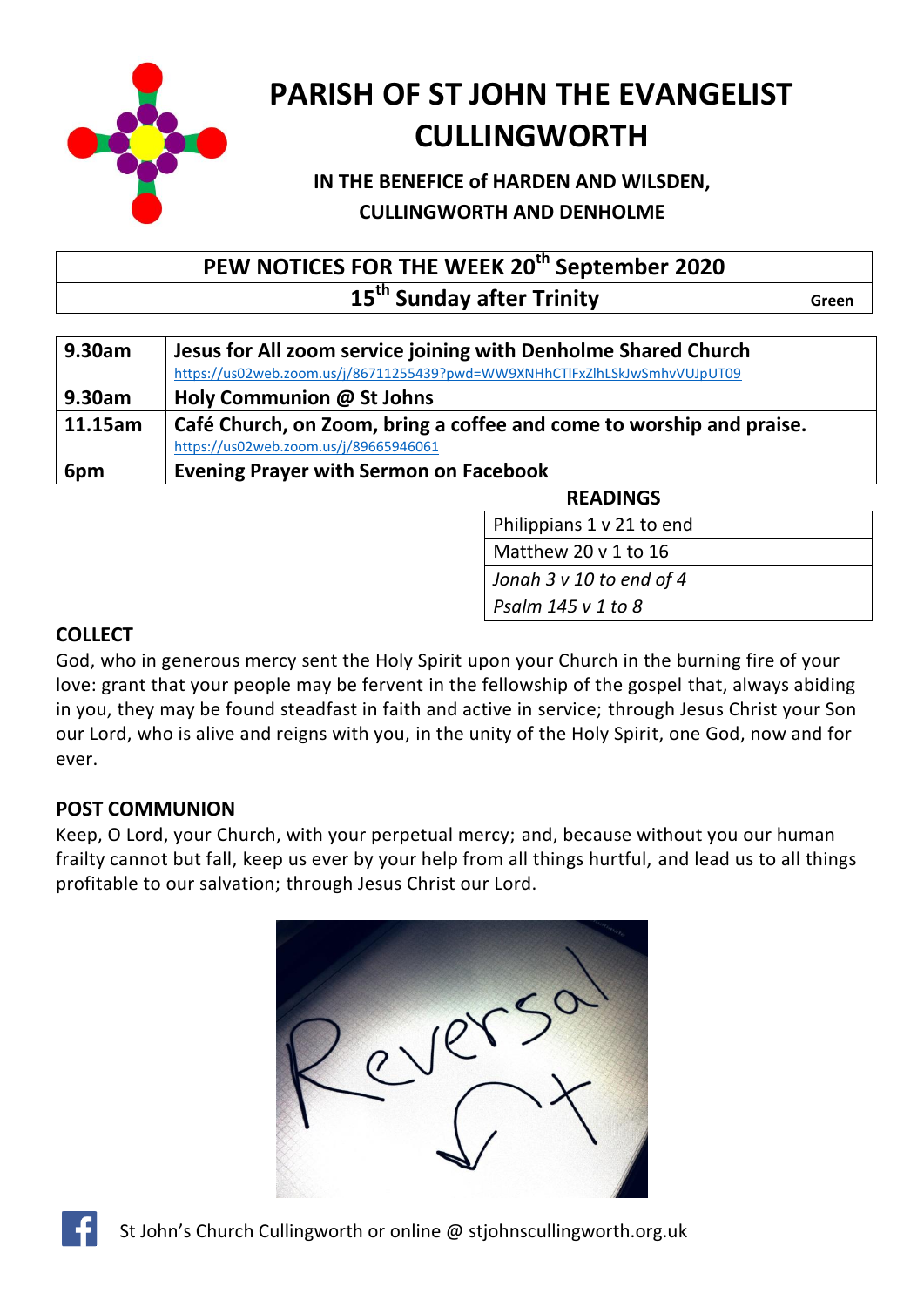# PARISH OF ST JOHN THE EVANGELIST CULLINGWORTH

### IN THE BENEFICE of HARDEN AND WILSDEN, CULLINGWORTH AND DENHOLME

## PEW NOTICES FOR THE WEEK 20th September 2020

**15th Sunday after Trinity** — Green

| | |
|---|---|
| **9.30am** | **Jesus for All zoom service joining with Denholme Shared Church** https://us02web.zoom.us/j/86711255439?pwd=WW9XNHhCTlFxZlhLSkJwSmhvVUJpUT09 |
| **9.30am** | **Holy Communion @ St Johns** |
| **11.15am** | **Café Church, on Zoom, bring a coffee and come to worship and praise.** https://us02web.zoom.us/j/89665946061 |
| **6pm** | **Evening Prayer with Sermon on Facebook** |

| READINGS |
|---|
| Philippians 1 v 21 to end |
| Matthew 20 v 1 to 16 |
| *Jonah 3 v 10 to end of 4* |
| *Psalm 145 v 1 to 8* |

**COLLECT**

God, who in generous mercy sent the Holy Spirit upon your Church in the burning fire of your love: grant that your people may be fervent in the fellowship of the gospel that, always abiding in you, they may be found steadfast in faith and active in service; through Jesus Christ your Son our Lord, who is alive and reigns with you, in the unity of the Holy Spirit, one God, now and for ever.

**POST COMMUNION**

Keep, O Lord, your Church, with your perpetual mercy; and, because without you our human frailty cannot but fall, keep us ever by your help from all things hurtful, and lead us to all things profitable to our salvation; through Jesus Christ our Lord.

St John's Church Cullingworth or online @ stjohnscullingworth.org.uk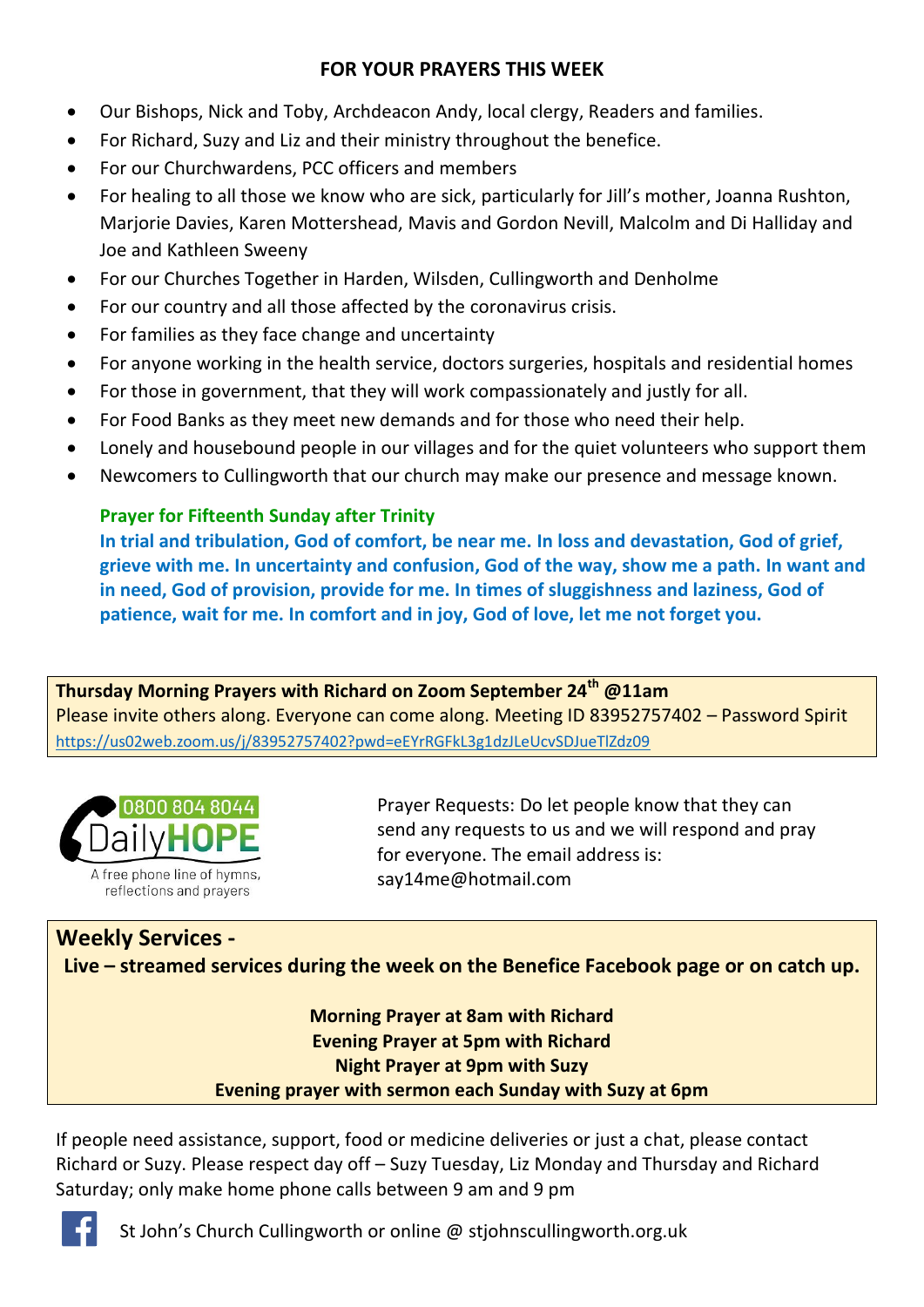## FOR YOUR PRAYERS THIS WEEK

- Our Bishops, Nick and Toby, Archdeacon Andy, local clergy, Readers and families.
- For Richard, Suzy and Liz and their ministry throughout the benefice.
- For our Churchwardens, PCC officers and members
- For healing to all those we know who are sick, particularly for Jill's mother, Joanna Rushton, Marjorie Davies, Karen Mottershead, Mavis and Gordon Nevill, Malcolm and Di Halliday and Joe and Kathleen Sweeny
- For our Churches Together in Harden, Wilsden, Cullingworth and Denholme
- For our country and all those affected by the coronavirus crisis.
- For families as they face change and uncertainty
- For anyone working in the health service, doctors surgeries, hospitals and residential homes
- For those in government, that they will work compassionately and justly for all.
- For Food Banks as they meet new demands and for those who need their help.
- Lonely and housebound people in our villages and for the quiet volunteers who support them
- Newcomers to Cullingworth that our church may make our presence and message known.

**Prayer for Fifteenth Sunday after Trinity**

**In trial and tribulation, God of comfort, be near me. In loss and devastation, God of grief, grieve with me. In uncertainty and confusion, God of the way, show me a path. In want and in need, God of provision, provide for me. In times of sluggishness and laziness, God of patience, wait for me. In comfort and in joy, God of love, let me not forget you.**

**Thursday Morning Prayers with Richard on Zoom September 24th @11am**
Please invite others along. Everyone can come along. Meeting ID 83952757402 – Password Spirit
https://us02web.zoom.us/j/83952757402?pwd=eEYrRGFkL3g1dzJLeUcvSDJueTlZdz09

0800 804 8044 DailyHOPE
A free phone line of hymns, reflections and prayers

Prayer Requests: Do let people know that they can send any requests to us and we will respond and pray for everyone. The email address is: say14me@hotmail.com

## Weekly Services -

**Live – streamed services during the week on the Benefice Facebook page or on catch up.**

**Morning Prayer at 8am with Richard**
**Evening Prayer at 5pm with Richard**
**Night Prayer at 9pm with Suzy**
**Evening prayer with sermon each Sunday with Suzy at 6pm**

If people need assistance, support, food or medicine deliveries or just a chat, please contact Richard or Suzy. Please respect day off – Suzy Tuesday, Liz Monday and Thursday and Richard Saturday; only make home phone calls between 9 am and 9 pm

St John's Church Cullingworth or online @ stjohnscullingworth.org.uk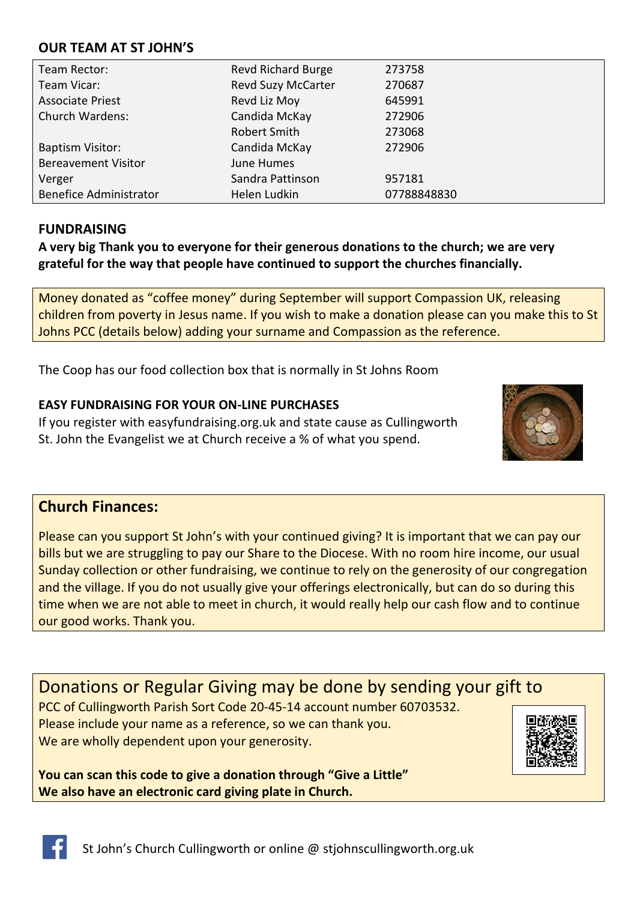## OUR TEAM AT ST JOHN'S

| | | |
|---|---|---|
| Team Rector: | Revd Richard Burge | 273758 |
| Team Vicar: | Revd Suzy McCarter | 270687 |
| Associate Priest | Revd Liz Moy | 645991 |
| Church Wardens: | Candida McKay | 272906 |
| | Robert Smith | 273068 |
| Baptism Visitor: | Candida McKay | 272906 |
| Bereavement Visitor | June Humes | |
| Verger | Sandra Pattinson | 957181 |
| Benefice Administrator | Helen Ludkin | 07788848830 |

## FUNDRAISING

**A very big Thank you to everyone for their generous donations to the church; we are very grateful for the way that people have continued to support the churches financially.**

Money donated as "coffee money" during September will support Compassion UK, releasing children from poverty in Jesus name. If you wish to make a donation please can you make this to St Johns PCC (details below) adding your surname and Compassion as the reference.

The Coop has our food collection box that is normally in St Johns Room

### EASY FUNDRAISING FOR YOUR ON-LINE PURCHASES

If you register with easyfundraising.org.uk and state cause as Cullingworth St. John the Evangelist we at Church receive a % of what you spend.

## Church Finances:

Please can you support St John's with your continued giving? It is important that we can pay our bills but we are struggling to pay our Share to the Diocese. With no room hire income, our usual Sunday collection or other fundraising, we continue to rely on the generosity of our congregation and the village. If you do not usually give your offerings electronically, but can do so during this time when we are not able to meet in church, it would really help our cash flow and to continue our good works. Thank you.

## Donations or Regular Giving may be done by sending your gift to

PCC of Cullingworth Parish Sort Code 20-45-14 account number 60703532.
Please include your name as a reference, so we can thank you.
We are wholly dependent upon your generosity.

**You can scan this code to give a donation through "Give a Little"**
**We also have an electronic card giving plate in Church.**

St John's Church Cullingworth or online @ stjohnscullingworth.org.uk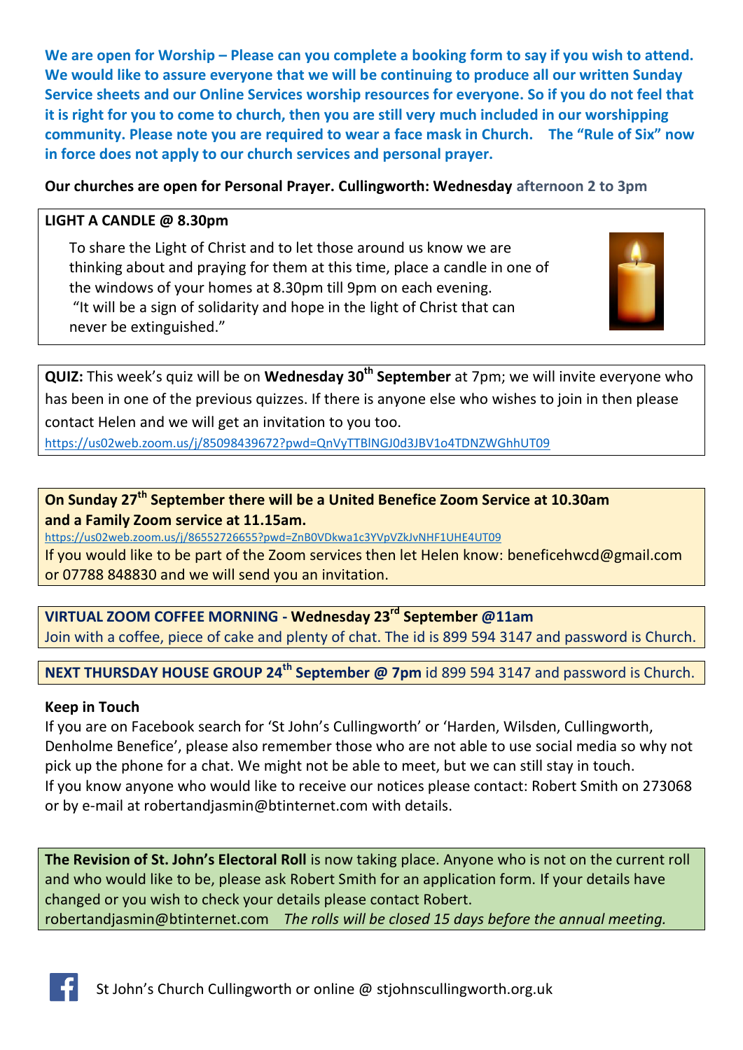**We are open for Worship – Please can you complete a booking form to say if you wish to attend. We would like to assure everyone that we will be continuing to produce all our written Sunday Service sheets and our Online Services worship resources for everyone. So if you do not feel that it is right for you to come to church, then you are still very much included in our worshipping community. Please note you are required to wear a face mask in Church. The "Rule of Six" now in force does not apply to our church services and personal prayer.**

**Our churches are open for Personal Prayer. Cullingworth: Wednesday afternoon 2 to 3pm**

**LIGHT A CANDLE @ 8.30pm**

To share the Light of Christ and to let those around us know we are thinking about and praying for them at this time, place a candle in one of the windows of your homes at 8.30pm till 9pm on each evening.
"It will be a sign of solidarity and hope in the light of Christ that can never be extinguished."

**QUIZ:** This week's quiz will be on **Wednesday 30th September** at 7pm; we will invite everyone who has been in one of the previous quizzes. If there is anyone else who wishes to join in then please contact Helen and we will get an invitation to you too.
https://us02web.zoom.us/j/85098439672?pwd=QnVyTTBlNGJ0d3JBV1o4TDNZWGhhUT09

**On Sunday 27th September there will be a United Benefice Zoom Service at 10.30am and a Family Zoom service at 11.15am.**
https://us02web.zoom.us/j/86552726655?pwd=ZnB0VDkwa1c3YVpVZkJvNHF1UHE4UT09
If you would like to be part of the Zoom services then let Helen know: beneficehwcd@gmail.com or 07788 848830 and we will send you an invitation.

**VIRTUAL ZOOM COFFEE MORNING - Wednesday 23rd September @11am**
Join with a coffee, piece of cake and plenty of chat. The id is 899 594 3147 and password is Church.

**NEXT THURSDAY HOUSE GROUP 24th September @ 7pm** id 899 594 3147 and password is Church.

**Keep in Touch**
If you are on Facebook search for 'St John's Cullingworth' or 'Harden, Wilsden, Cullingworth, Denholme Benefice', please also remember those who are not able to use social media so why not pick up the phone for a chat. We might not be able to meet, but we can still stay in touch.
If you know anyone who would like to receive our notices please contact: Robert Smith on 273068 or by e-mail at robertandjasmin@btinternet.com with details.

**The Revision of St. John's Electoral Roll** is now taking place. Anyone who is not on the current roll and who would like to be, please ask Robert Smith for an application form. If your details have changed or you wish to check your details please contact Robert.
robertandjasmin@btinternet.com *The rolls will be closed 15 days before the annual meeting.*

St John's Church Cullingworth or online @ stjohnscullingworth.org.uk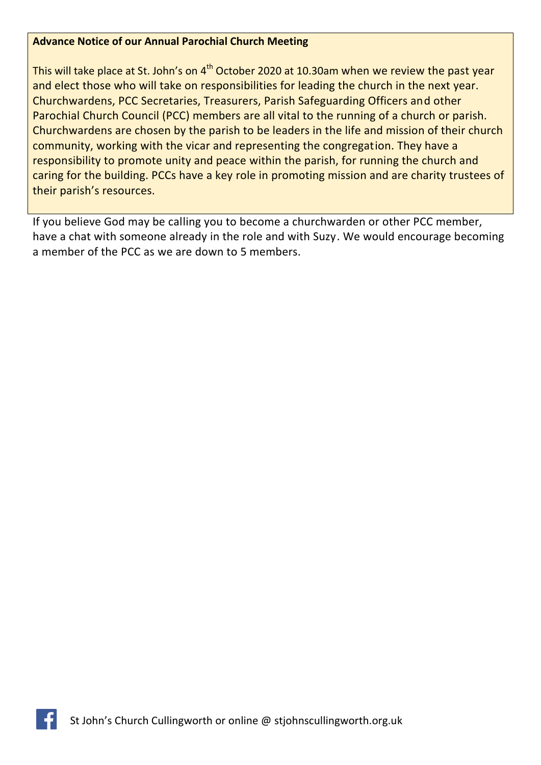**Advance Notice of our Annual Parochial Church Meeting**

This will take place at St. John's on 4th October 2020 at 10.30am when we review the past year and elect those who will take on responsibilities for leading the church in the next year. Churchwardens, PCC Secretaries, Treasurers, Parish Safeguarding Officers and other Parochial Church Council (PCC) members are all vital to the running of a church or parish. Churchwardens are chosen by the parish to be leaders in the life and mission of their church community, working with the vicar and representing the congregation. They have a responsibility to promote unity and peace within the parish, for running the church and caring for the building. PCCs have a key role in promoting mission and are charity trustees of their parish's resources.

If you believe God may be calling you to become a churchwarden or other PCC member, have a chat with someone already in the role and with Suzy. We would encourage becoming a member of the PCC as we are down to 5 members.

St John's Church Cullingworth or online @ stjohnscullingworth.org.uk